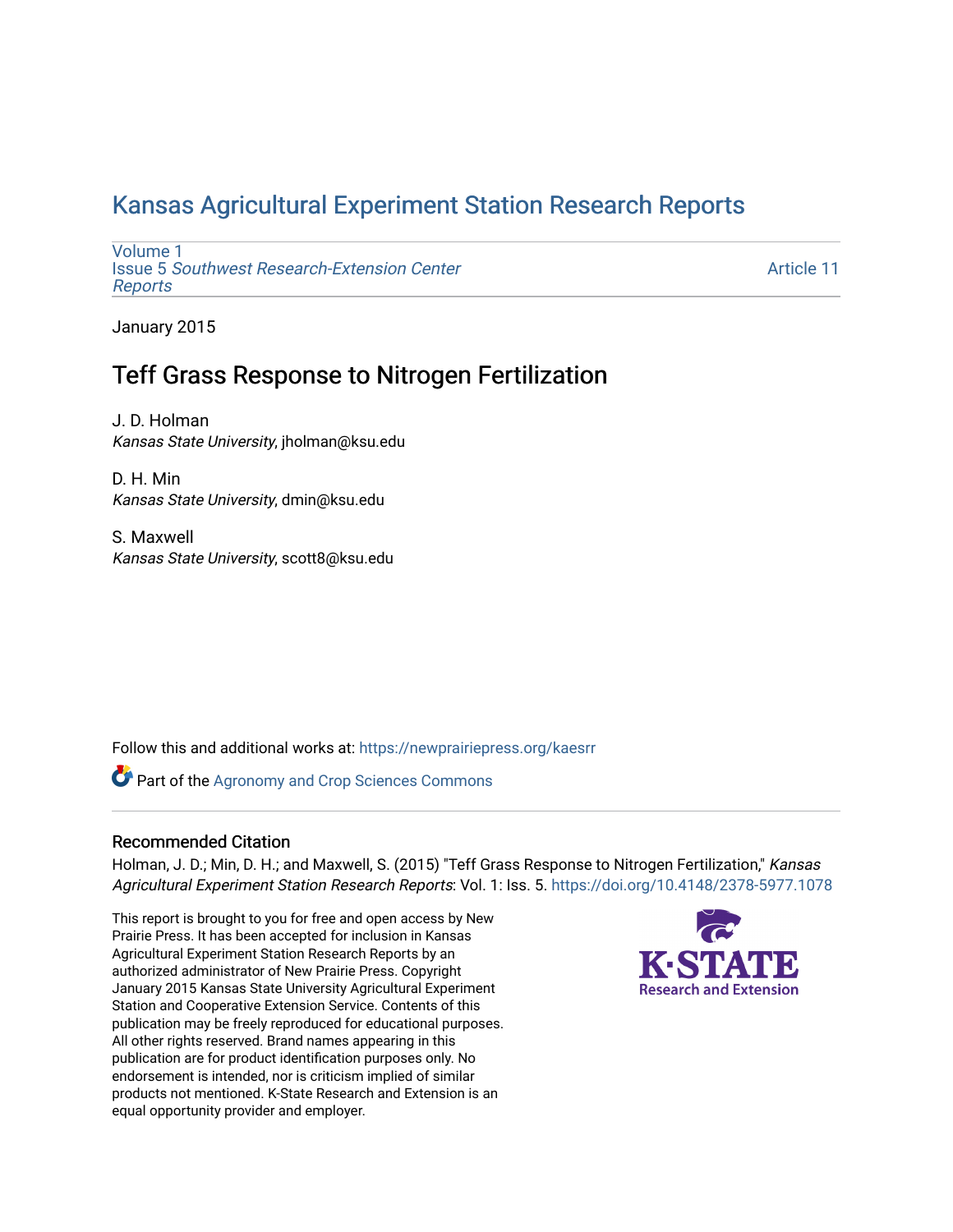# Kansas Agricultural Experiment Station Research Reports

Volume 1
Issue 5 *Southwest Research-Extension Center Reports*

Article 11

January 2015

## Teff Grass Response to Nitrogen Fertilization

J. D. Holman
*Kansas State University*, jholman@ksu.edu

D. H. Min
*Kansas State University*, dmin@ksu.edu

S. Maxwell
*Kansas State University*, scott8@ksu.edu

Follow this and additional works at: https://newprairiepress.org/kaesrr

Part of the Agronomy and Crop Sciences Commons

### Recommended Citation

Holman, J. D.; Min, D. H.; and Maxwell, S. (2015) "Teff Grass Response to Nitrogen Fertilization," *Kansas Agricultural Experiment Station Research Reports*: Vol. 1: Iss. 5. https://doi.org/10.4148/2378-5977.1078

This report is brought to you for free and open access by New Prairie Press. It has been accepted for inclusion in Kansas Agricultural Experiment Station Research Reports by an authorized administrator of New Prairie Press. Copyright January 2015 Kansas State University Agricultural Experiment Station and Cooperative Extension Service. Contents of this publication may be freely reproduced for educational purposes. All other rights reserved. Brand names appearing in this publication are for product identification purposes only. No endorsement is intended, nor is criticism implied of similar products not mentioned. K-State Research and Extension is an equal opportunity provider and employer.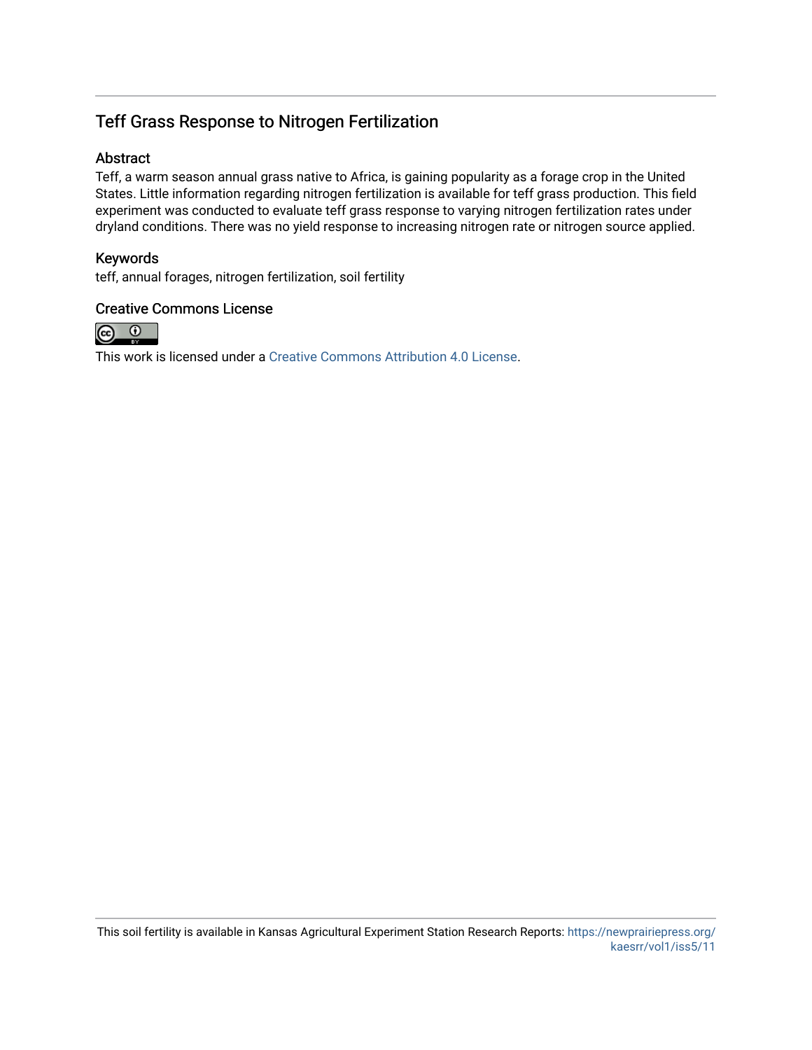## Teff Grass Response to Nitrogen Fertilization

### Abstract

Teff, a warm season annual grass native to Africa, is gaining popularity as a forage crop in the United States. Little information regarding nitrogen fertilization is available for teff grass production. This field experiment was conducted to evaluate teff grass response to varying nitrogen fertilization rates under dryland conditions. There was no yield response to increasing nitrogen rate or nitrogen source applied.

### Keywords

teff, annual forages, nitrogen fertilization, soil fertility

### Creative Commons License

This work is licensed under a Creative Commons Attribution 4.0 License.

This soil fertility is available in Kansas Agricultural Experiment Station Research Reports: https://newprairiepress.org/kaesrr/vol1/iss5/11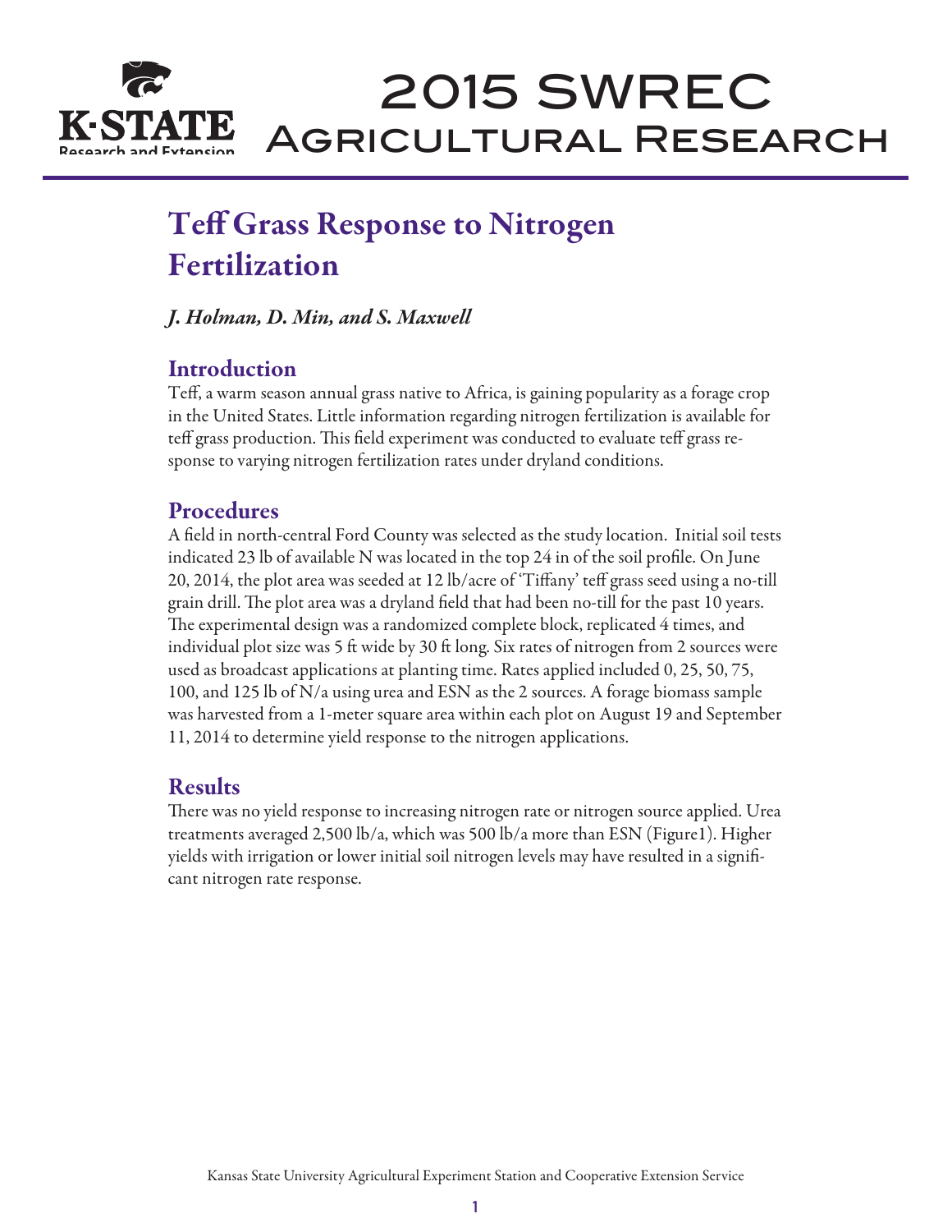# Teff Grass Response to Nitrogen Fertilization

*J. Holman, D. Min, and S. Maxwell*

## Introduction

Teff, a warm season annual grass native to Africa, is gaining popularity as a forage crop in the United States. Little information regarding nitrogen fertilization is available for teff grass production. This field experiment was conducted to evaluate teff grass response to varying nitrogen fertilization rates under dryland conditions.

## Procedures

A field in north-central Ford County was selected as the study location. Initial soil tests indicated 23 lb of available N was located in the top 24 in of the soil profile. On June 20, 2014, the plot area was seeded at 12 lb/acre of 'Tiffany' teff grass seed using a no-till grain drill. The plot area was a dryland field that had been no-till for the past 10 years. The experimental design was a randomized complete block, replicated 4 times, and individual plot size was 5 ft wide by 30 ft long. Six rates of nitrogen from 2 sources were used as broadcast applications at planting time. Rates applied included 0, 25, 50, 75, 100, and 125 lb of N/a using urea and ESN as the 2 sources. A forage biomass sample was harvested from a 1-meter square area within each plot on August 19 and September 11, 2014 to determine yield response to the nitrogen applications.

## Results

There was no yield response to increasing nitrogen rate or nitrogen source applied. Urea treatments averaged 2,500 lb/a, which was 500 lb/a more than ESN (Figure1). Higher yields with irrigation or lower initial soil nitrogen levels may have resulted in a significant nitrogen rate response.

Kansas State University Agricultural Experiment Station and Cooperative Extension Service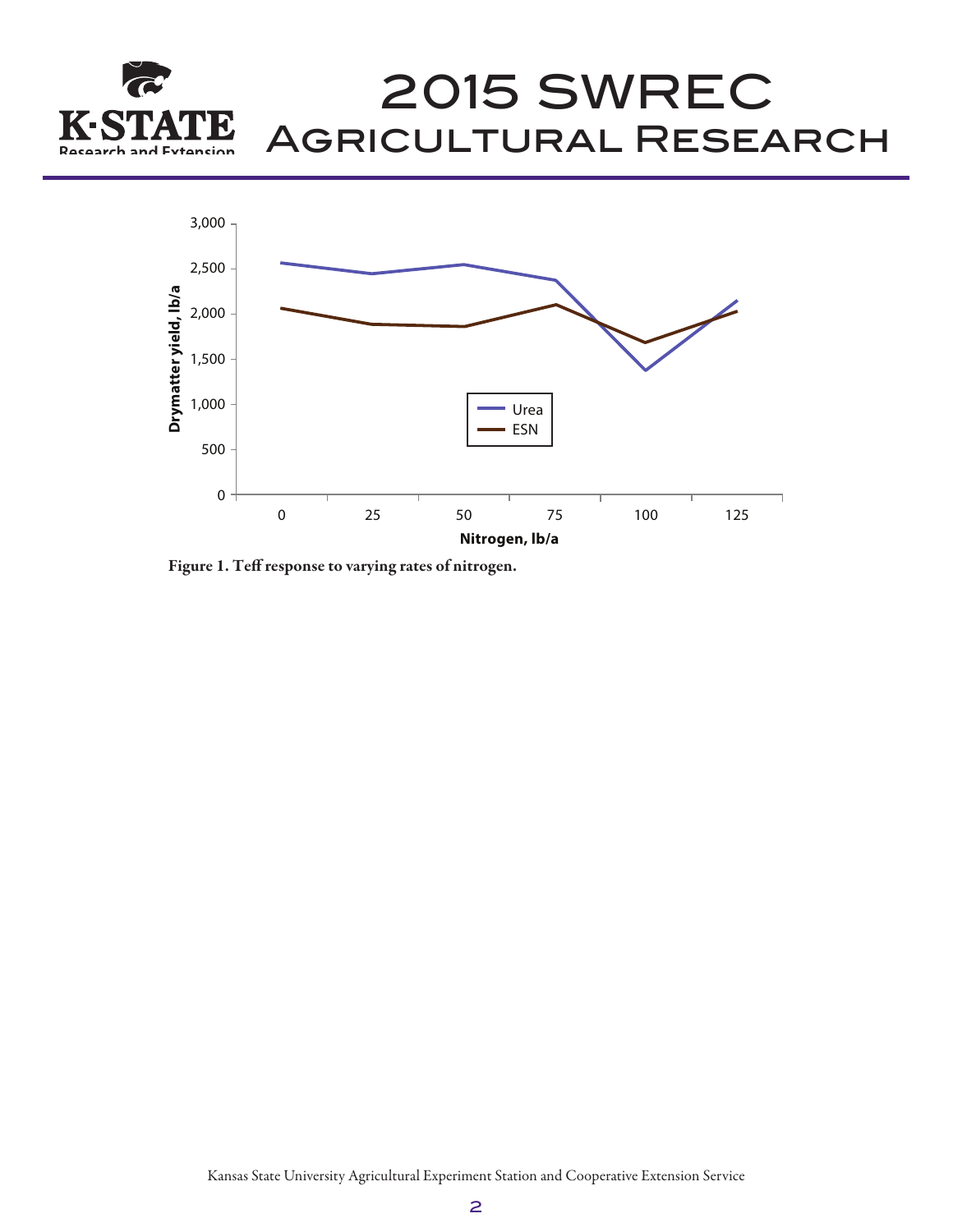3,000
2,500
2,000
1,500
1,000
500
0

Drymatter yield, lb/a

0
25
50
75
100
125

Nitrogen, lb/a

Urea
ESN

**Figure 1. Teff response to varying rates of nitrogen.**